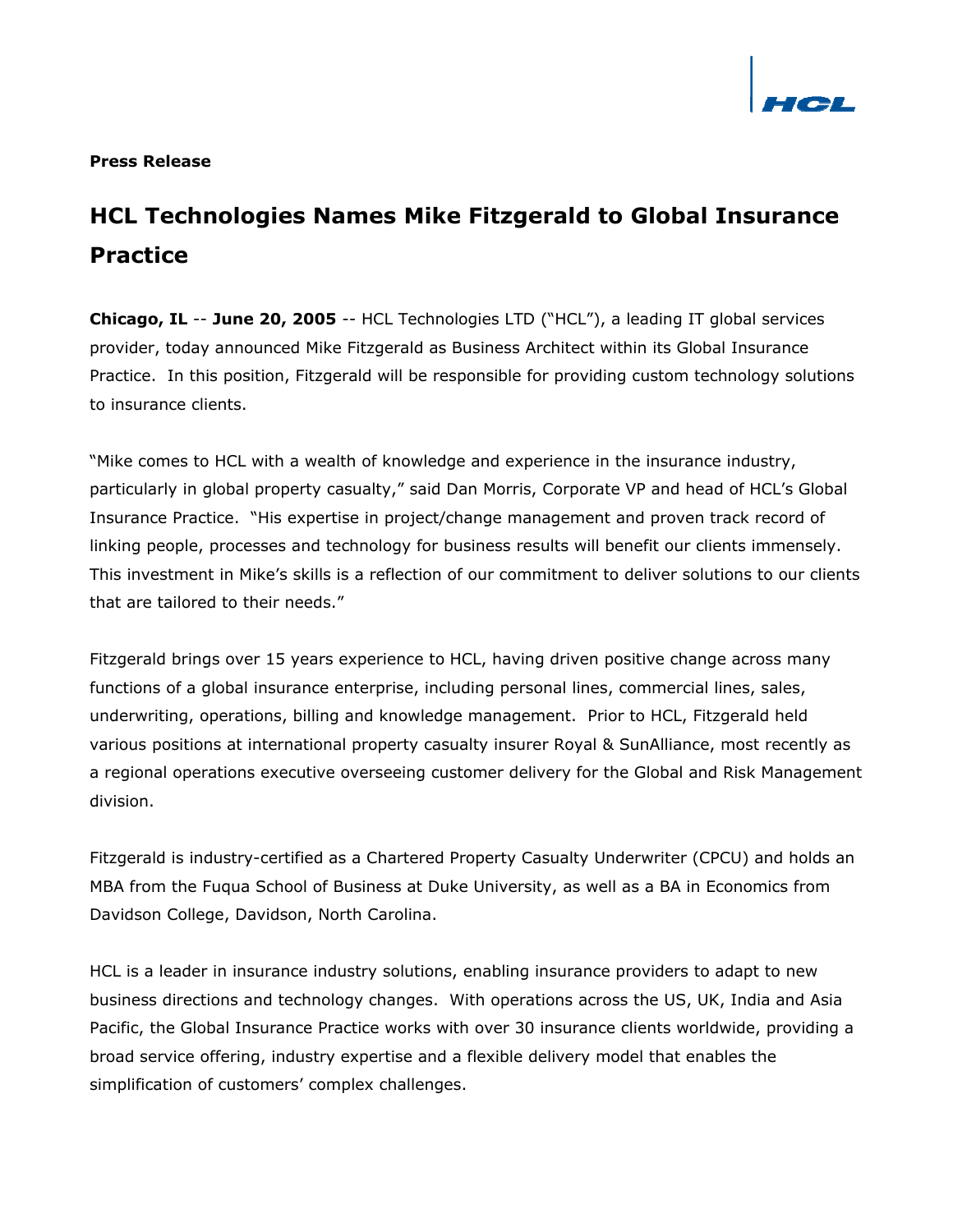**Press Release**

# HCL Technologies Names Mike Fitzgerald to Global Insurance Practice

**Chicago, IL** -- **June 20, 2005** -- HCL Technologies LTD ("HCL"), a leading IT global services provider, today announced Mike Fitzgerald as Business Architect within its Global Insurance Practice. In this position, Fitzgerald will be responsible for providing custom technology solutions to insurance clients.

"Mike comes to HCL with a wealth of knowledge and experience in the insurance industry, particularly in global property casualty," said Dan Morris, Corporate VP and head of HCL's Global Insurance Practice. "His expertise in project/change management and proven track record of linking people, processes and technology for business results will benefit our clients immensely. This investment in Mike's skills is a reflection of our commitment to deliver solutions to our clients that are tailored to their needs."

Fitzgerald brings over 15 years experience to HCL, having driven positive change across many functions of a global insurance enterprise, including personal lines, commercial lines, sales, underwriting, operations, billing and knowledge management. Prior to HCL, Fitzgerald held various positions at international property casualty insurer Royal & SunAlliance, most recently as a regional operations executive overseeing customer delivery for the Global and Risk Management division.

Fitzgerald is industry-certified as a Chartered Property Casualty Underwriter (CPCU) and holds an MBA from the Fuqua School of Business at Duke University, as well as a BA in Economics from Davidson College, Davidson, North Carolina.

HCL is a leader in insurance industry solutions, enabling insurance providers to adapt to new business directions and technology changes. With operations across the US, UK, India and Asia Pacific, the Global Insurance Practice works with over 30 insurance clients worldwide, providing a broad service offering, industry expertise and a flexible delivery model that enables the simplification of customers' complex challenges.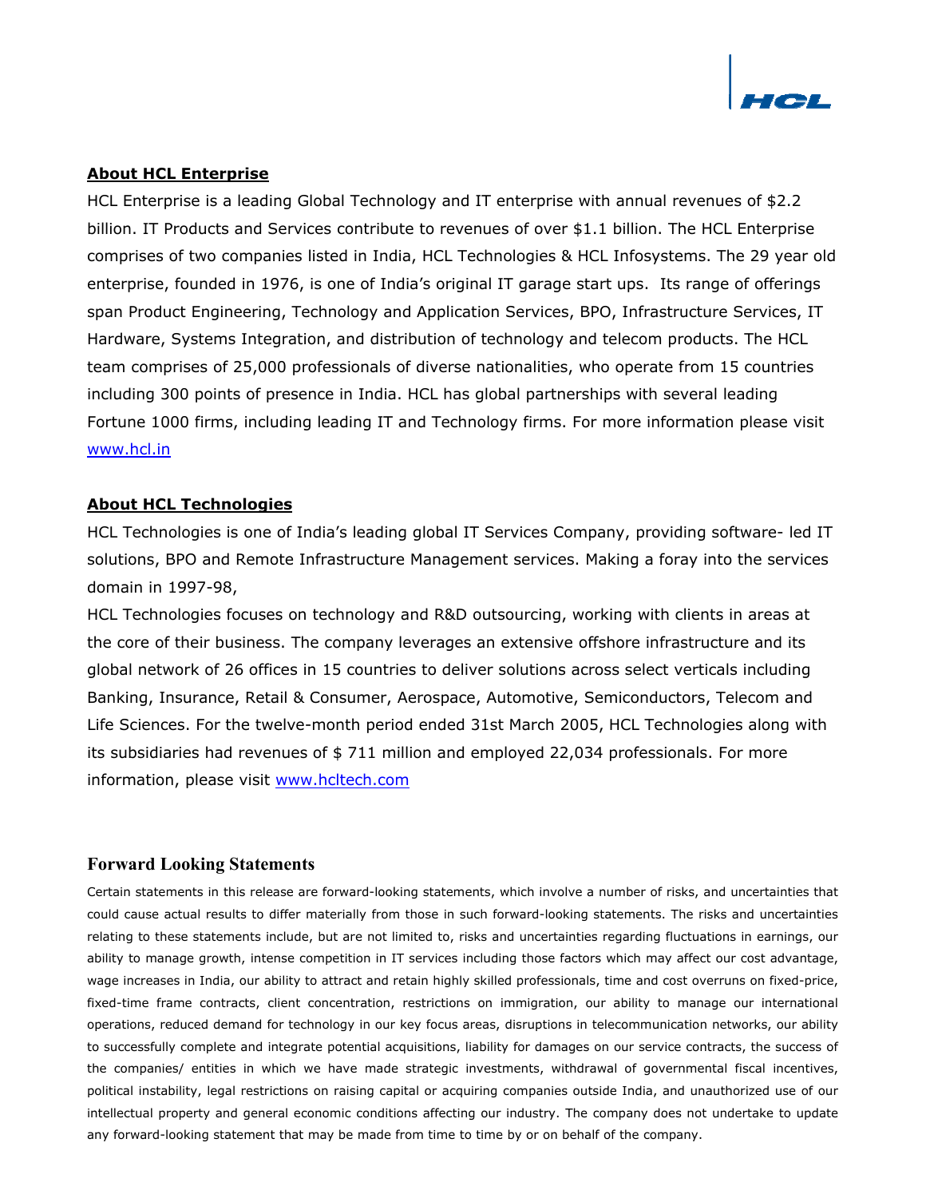## About HCL Enterprise

HCL Enterprise is a leading Global Technology and IT enterprise with annual revenues of $2.2 billion. IT Products and Services contribute to revenues of over $1.1 billion. The HCL Enterprise comprises of two companies listed in India, HCL Technologies & HCL Infosystems. The 29 year old enterprise, founded in 1976, is one of India's original IT garage start ups. Its range of offerings span Product Engineering, Technology and Application Services, BPO, Infrastructure Services, IT Hardware, Systems Integration, and distribution of technology and telecom products. The HCL team comprises of 25,000 professionals of diverse nationalities, who operate from 15 countries including 300 points of presence in India. HCL has global partnerships with several leading Fortune 1000 firms, including leading IT and Technology firms. For more information please visit [www.hcl.in](http://www.hcl.in)

## About HCL Technologies

HCL Technologies is one of India's leading global IT Services Company, providing software- led IT solutions, BPO and Remote Infrastructure Management services. Making a foray into the services domain in 1997-98,

HCL Technologies focuses on technology and R&D outsourcing, working with clients in areas at the core of their business. The company leverages an extensive offshore infrastructure and its global network of 26 offices in 15 countries to deliver solutions across select verticals including Banking, Insurance, Retail & Consumer, Aerospace, Automotive, Semiconductors, Telecom and Life Sciences. For the twelve-month period ended 31st March 2005, HCL Technologies along with its subsidiaries had revenues of $ 711 million and employed 22,034 professionals. For more information, please visit [www.hcltech.com](http://www.hcltech.com)

## Forward Looking Statements

Certain statements in this release are forward-looking statements, which involve a number of risks, and uncertainties that could cause actual results to differ materially from those in such forward-looking statements. The risks and uncertainties relating to these statements include, but are not limited to, risks and uncertainties regarding fluctuations in earnings, our ability to manage growth, intense competition in IT services including those factors which may affect our cost advantage, wage increases in India, our ability to attract and retain highly skilled professionals, time and cost overruns on fixed-price, fixed-time frame contracts, client concentration, restrictions on immigration, our ability to manage our international operations, reduced demand for technology in our key focus areas, disruptions in telecommunication networks, our ability to successfully complete and integrate potential acquisitions, liability for damages on our service contracts, the success of the companies/ entities in which we have made strategic investments, withdrawal of governmental fiscal incentives, political instability, legal restrictions on raising capital or acquiring companies outside India, and unauthorized use of our intellectual property and general economic conditions affecting our industry. The company does not undertake to update any forward-looking statement that may be made from time to time by or on behalf of the company.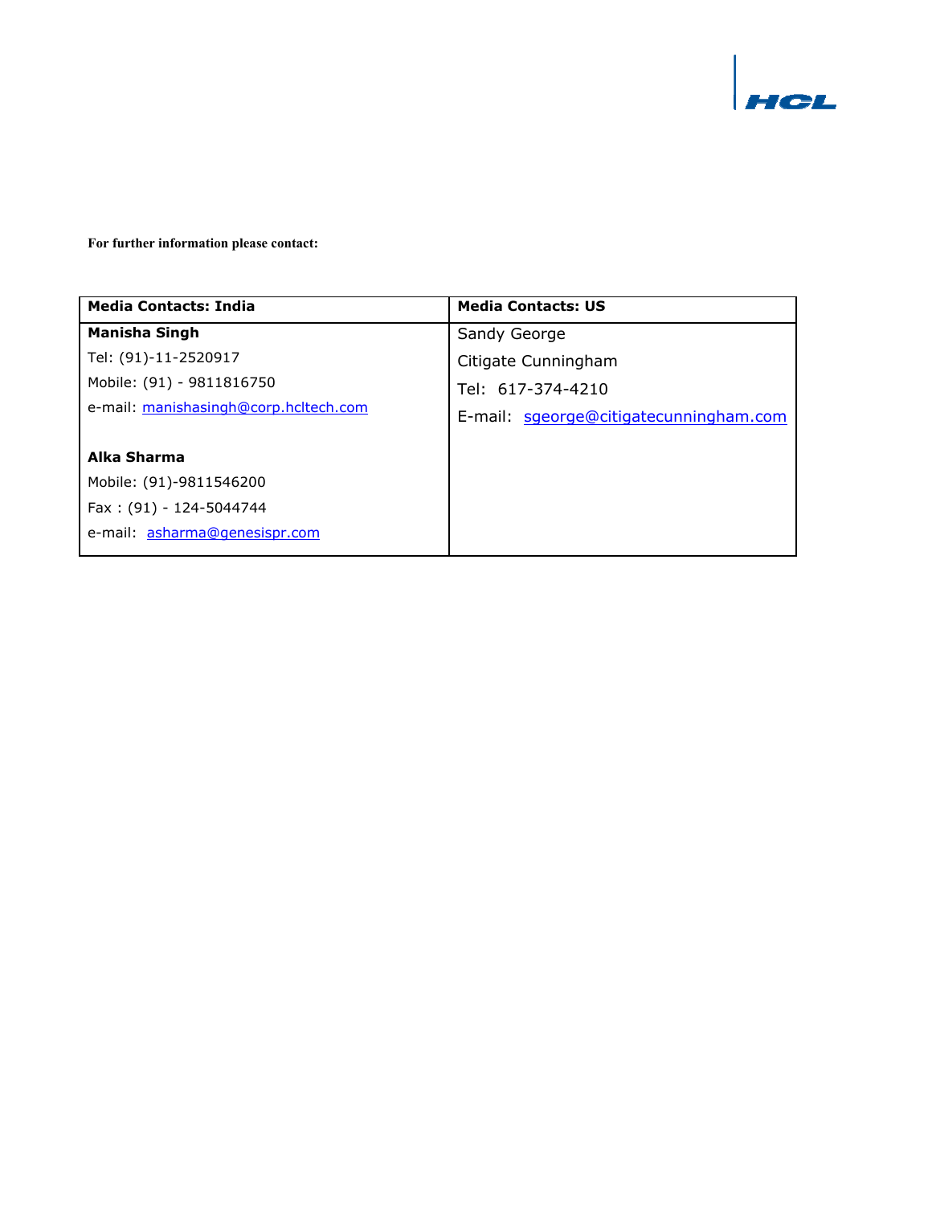**For further information please contact:**

| **Media Contacts: India** | **Media Contacts: US** |
|---|---|
| **Manisha Singh**<br>Tel: (91)-11-2520917<br>Mobile: (91) - 9811816750<br>e-mail: manishasingh@corp.hcltech.com<br><br>**Alka Sharma**<br>Mobile: (91)-9811546200<br>Fax : (91) - 124-5044744<br>e-mail: asharma@genesispr.com | Sandy George<br>Citigate Cunningham<br>Tel: 617-374-4210<br>E-mail: sgeorge@citigatecunningham.com |